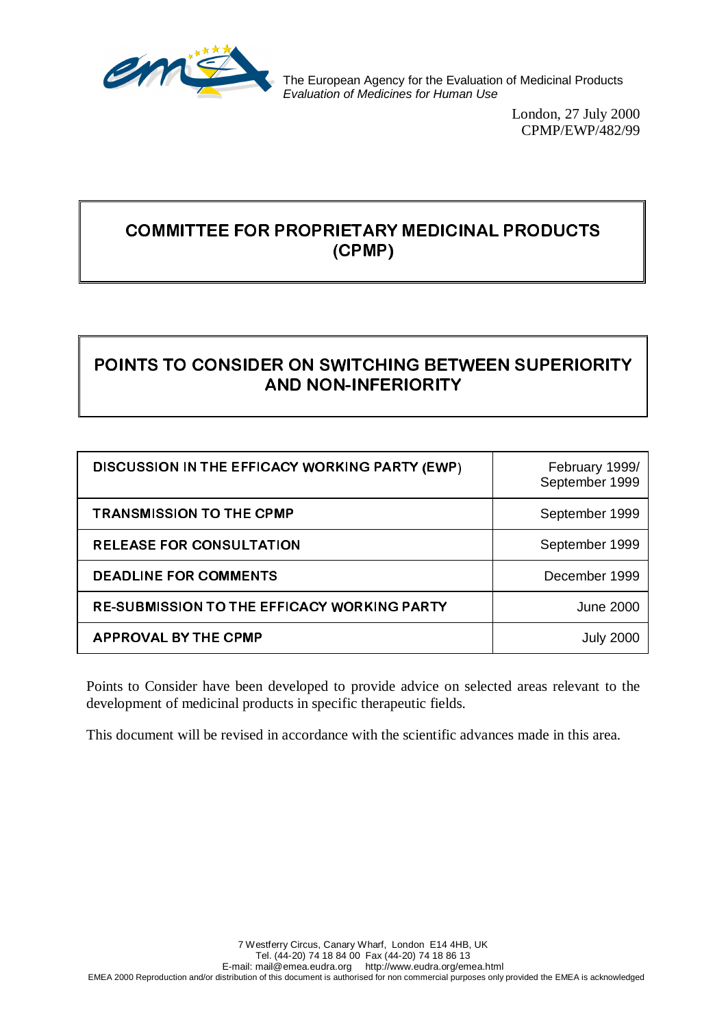The European Agency for the Evaluation of Medicinal Products
*Evaluation of Medicines for Human Use*

London, 27 July 2000
CPMP/EWP/482/99

# COMMITTEE FOR PROPRIETARY MEDICINAL PRODUCTS (CPMP)

# POINTS TO CONSIDER ON SWITCHING BETWEEN SUPERIORITY AND NON-INFERIORITY

| | |
|---|---|
| DISCUSSION IN THE EFFICACY WORKING PARTY (EWP) | February 1999/ September 1999 |
| TRANSMISSION TO THE CPMP | September 1999 |
| RELEASE FOR CONSULTATION | September 1999 |
| DEADLINE FOR COMMENTS | December 1999 |
| RE-SUBMISSION TO THE EFFICACY WORKING PARTY | June 2000 |
| APPROVAL BY THE CPMP | July 2000 |

Points to Consider have been developed to provide advice on selected areas relevant to the development of medicinal products in specific therapeutic fields.

This document will be revised in accordance with the scientific advances made in this area.

7 Westferry Circus, Canary Wharf, London E14 4HB, UK
Tel. (44-20) 74 18 84 00 Fax (44-20) 74 18 86 13
E-mail: mail@emea.eudra.org http://www.eudra.org/emea.html
EMEA 2000 Reproduction and/or distribution of this document is authorised for non commercial purposes only provided the EMEA is acknowledged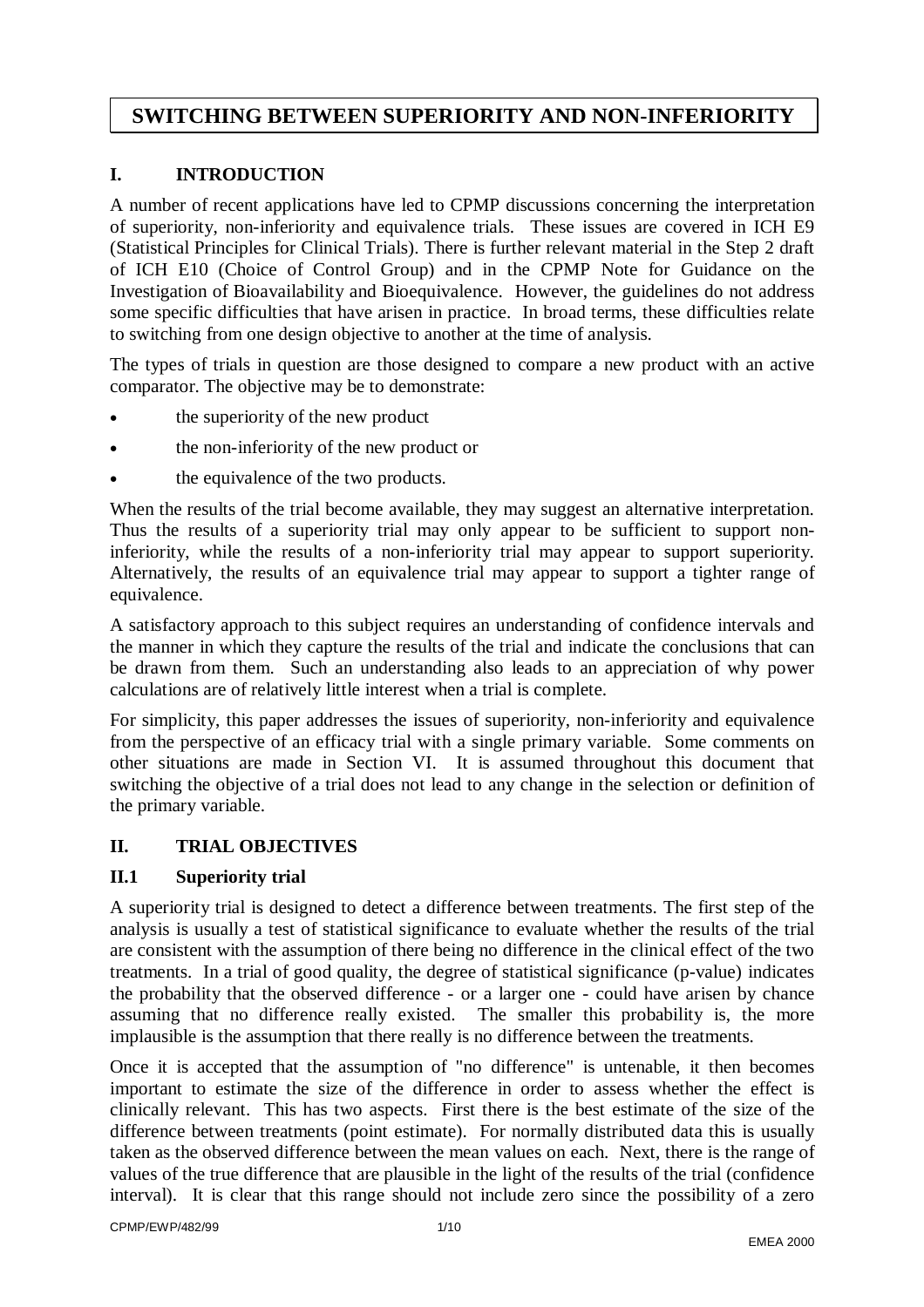# SWITCHING BETWEEN SUPERIORITY AND NON-INFERIORITY

## I. INTRODUCTION

A number of recent applications have led to CPMP discussions concerning the interpretation of superiority, non-inferiority and equivalence trials. These issues are covered in ICH E9 (Statistical Principles for Clinical Trials). There is further relevant material in the Step 2 draft of ICH E10 (Choice of Control Group) and in the CPMP Note for Guidance on the Investigation of Bioavailability and Bioequivalence. However, the guidelines do not address some specific difficulties that have arisen in practice. In broad terms, these difficulties relate to switching from one design objective to another at the time of analysis.

The types of trials in question are those designed to compare a new product with an active comparator. The objective may be to demonstrate:

- the superiority of the new product
- the non-inferiority of the new product or
- the equivalence of the two products.

When the results of the trial become available, they may suggest an alternative interpretation. Thus the results of a superiority trial may only appear to be sufficient to support non-inferiority, while the results of a non-inferiority trial may appear to support superiority. Alternatively, the results of an equivalence trial may appear to support a tighter range of equivalence.

A satisfactory approach to this subject requires an understanding of confidence intervals and the manner in which they capture the results of the trial and indicate the conclusions that can be drawn from them. Such an understanding also leads to an appreciation of why power calculations are of relatively little interest when a trial is complete.

For simplicity, this paper addresses the issues of superiority, non-inferiority and equivalence from the perspective of an efficacy trial with a single primary variable. Some comments on other situations are made in Section VI. It is assumed throughout this document that switching the objective of a trial does not lead to any change in the selection or definition of the primary variable.

## II. TRIAL OBJECTIVES

### II.1 Superiority trial

A superiority trial is designed to detect a difference between treatments. The first step of the analysis is usually a test of statistical significance to evaluate whether the results of the trial are consistent with the assumption of there being no difference in the clinical effect of the two treatments. In a trial of good quality, the degree of statistical significance (p-value) indicates the probability that the observed difference - or a larger one - could have arisen by chance assuming that no difference really existed. The smaller this probability is, the more implausible is the assumption that there really is no difference between the treatments.

Once it is accepted that the assumption of "no difference" is untenable, it then becomes important to estimate the size of the difference in order to assess whether the effect is clinically relevant. This has two aspects. First there is the best estimate of the size of the difference between treatments (point estimate). For normally distributed data this is usually taken as the observed difference between the mean values on each. Next, there is the range of values of the true difference that are plausible in the light of the results of the trial (confidence interval). It is clear that this range should not include zero since the possibility of a zero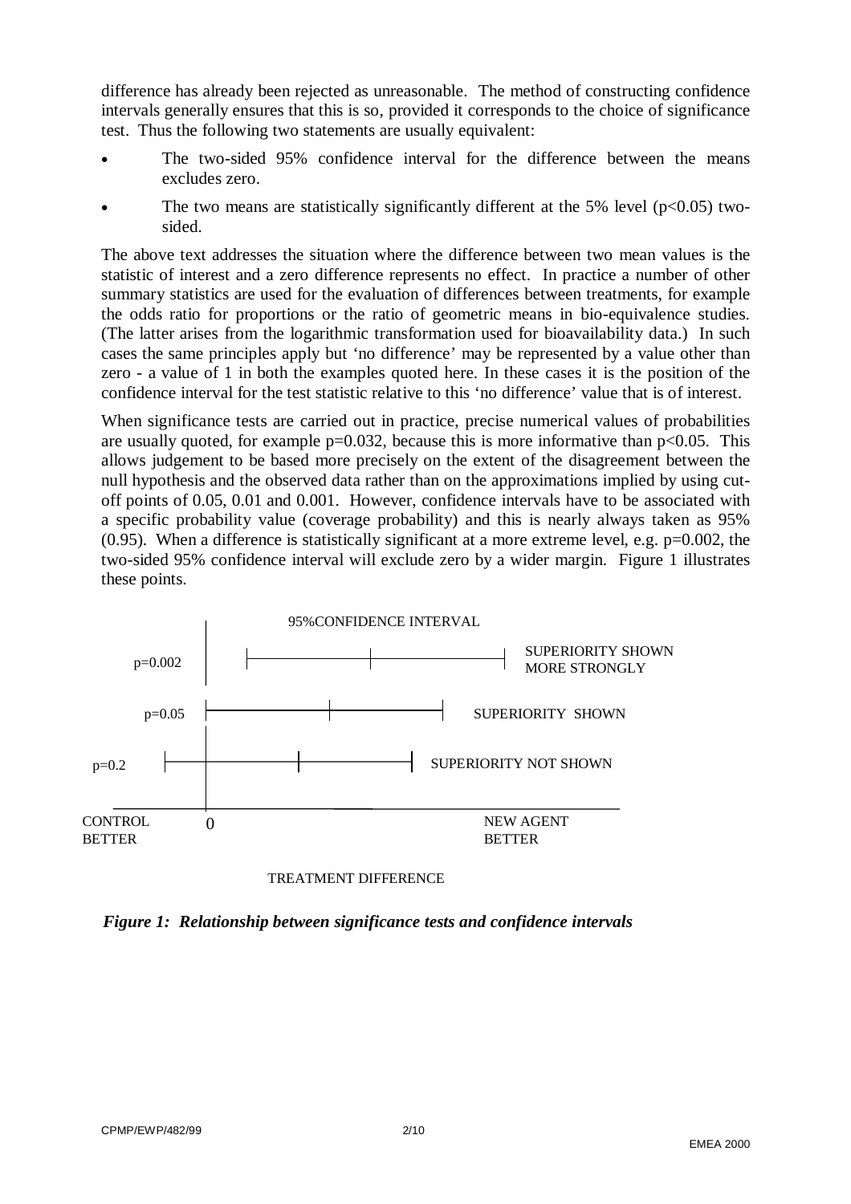difference has already been rejected as unreasonable. The method of constructing confidence intervals generally ensures that this is so, provided it corresponds to the choice of significance test. Thus the following two statements are usually equivalent:

- The two-sided 95% confidence interval for the difference between the means excludes zero.
- The two means are statistically significantly different at the 5% level ($p<0.05$) two-sided.

The above text addresses the situation where the difference between two mean values is the statistic of interest and a zero difference represents no effect. In practice a number of other summary statistics are used for the evaluation of differences between treatments, for example the odds ratio for proportions or the ratio of geometric means in bio-equivalence studies. (The latter arises from the logarithmic transformation used for bioavailability data.) In such cases the same principles apply but 'no difference' may be represented by a value other than zero - a value of 1 in both the examples quoted here. In these cases it is the position of the confidence interval for the test statistic relative to this 'no difference' value that is of interest.

When significance tests are carried out in practice, precise numerical values of probabilities are usually quoted, for example $p=0.032$, because this is more informative than $p<0.05$. This allows judgement to be based more precisely on the extent of the disagreement between the null hypothesis and the observed data rather than on the approximations implied by using cut-off points of 0.05, 0.01 and 0.001. However, confidence intervals have to be associated with a specific probability value (coverage probability) and this is nearly always taken as 95% (0.95). When a difference is statistically significant at a more extreme level, e.g. $p=0.002$, the two-sided 95% confidence interval will exclude zero by a wider margin. Figure 1 illustrates these points.

***Figure 1: Relationship between significance tests and confidence intervals***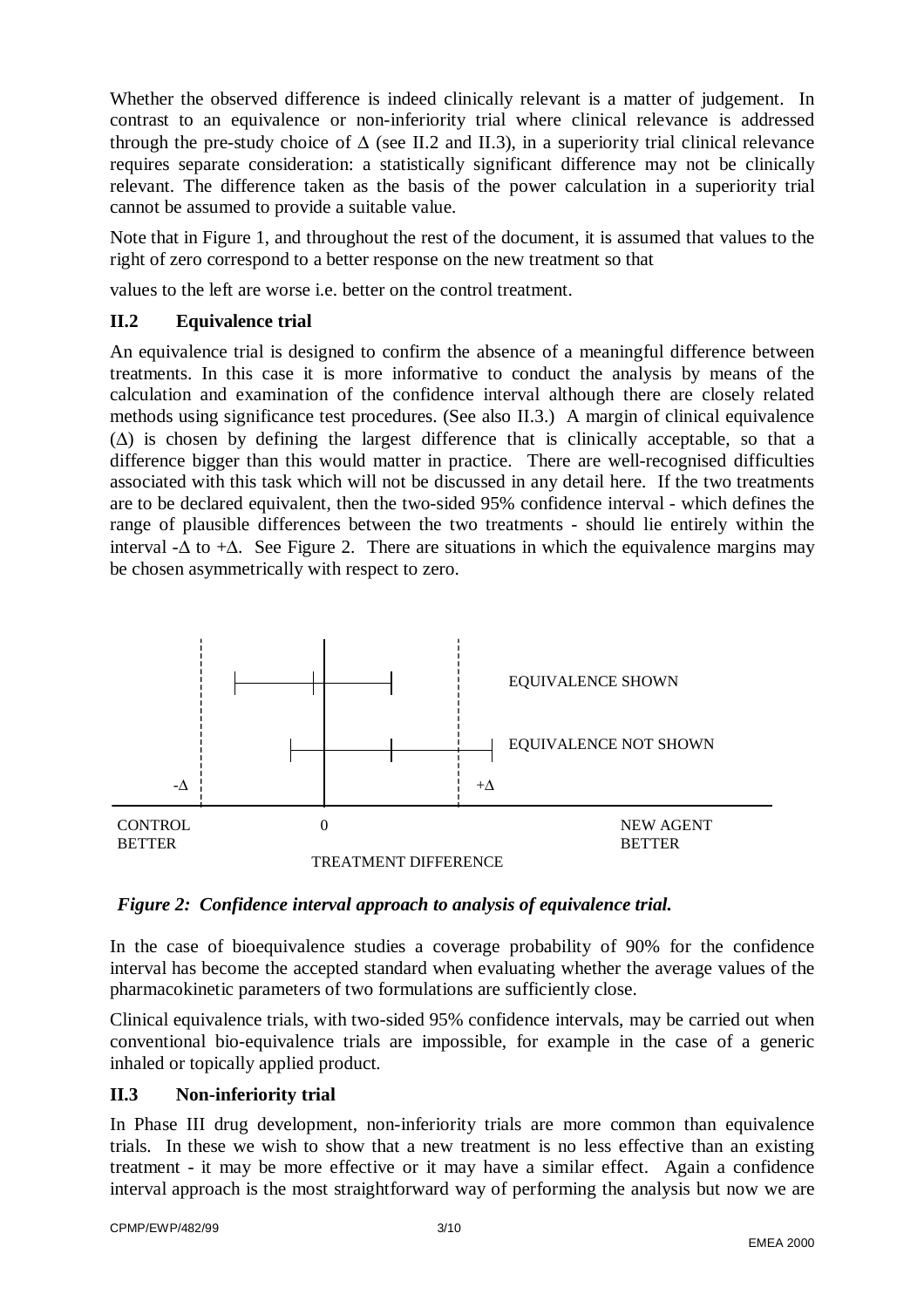Whether the observed difference is indeed clinically relevant is a matter of judgement. In contrast to an equivalence or non-inferiority trial where clinical relevance is addressed through the pre-study choice of Δ (see II.2 and II.3), in a superiority trial clinical relevance requires separate consideration: a statistically significant difference may not be clinically relevant. The difference taken as the basis of the power calculation in a superiority trial cannot be assumed to provide a suitable value.

Note that in Figure 1, and throughout the rest of the document, it is assumed that values to the right of zero correspond to a better response on the new treatment so that

values to the left are worse i.e. better on the control treatment.

## II.2 Equivalence trial

An equivalence trial is designed to confirm the absence of a meaningful difference between treatments. In this case it is more informative to conduct the analysis by means of the calculation and examination of the confidence interval although there are closely related methods using significance test procedures. (See also II.3.) A margin of clinical equivalence (Δ) is chosen by defining the largest difference that is clinically acceptable, so that a difference bigger than this would matter in practice. There are well-recognised difficulties associated with this task which will not be discussed in any detail here. If the two treatments are to be declared equivalent, then the two-sided 95% confidence interval - which defines the range of plausible differences between the two treatments - should lie entirely within the interval -Δ to +Δ. See Figure 2. There are situations in which the equivalence margins may be chosen asymmetrically with respect to zero.

EQUIVALENCE SHOWN

EQUIVALENCE NOT SHOWN

-Δ +Δ

CONTROL BETTER 0 NEW AGENT BETTER

TREATMENT DIFFERENCE

*Figure 2: Confidence interval approach to analysis of equivalence trial.*

In the case of bioequivalence studies a coverage probability of 90% for the confidence interval has become the accepted standard when evaluating whether the average values of the pharmacokinetic parameters of two formulations are sufficiently close.

Clinical equivalence trials, with two-sided 95% confidence intervals, may be carried out when conventional bio-equivalence trials are impossible, for example in the case of a generic inhaled or topically applied product.

## II.3 Non-inferiority trial

In Phase III drug development, non-inferiority trials are more common than equivalence trials. In these we wish to show that a new treatment is no less effective than an existing treatment - it may be more effective or it may have a similar effect. Again a confidence interval approach is the most straightforward way of performing the analysis but now we are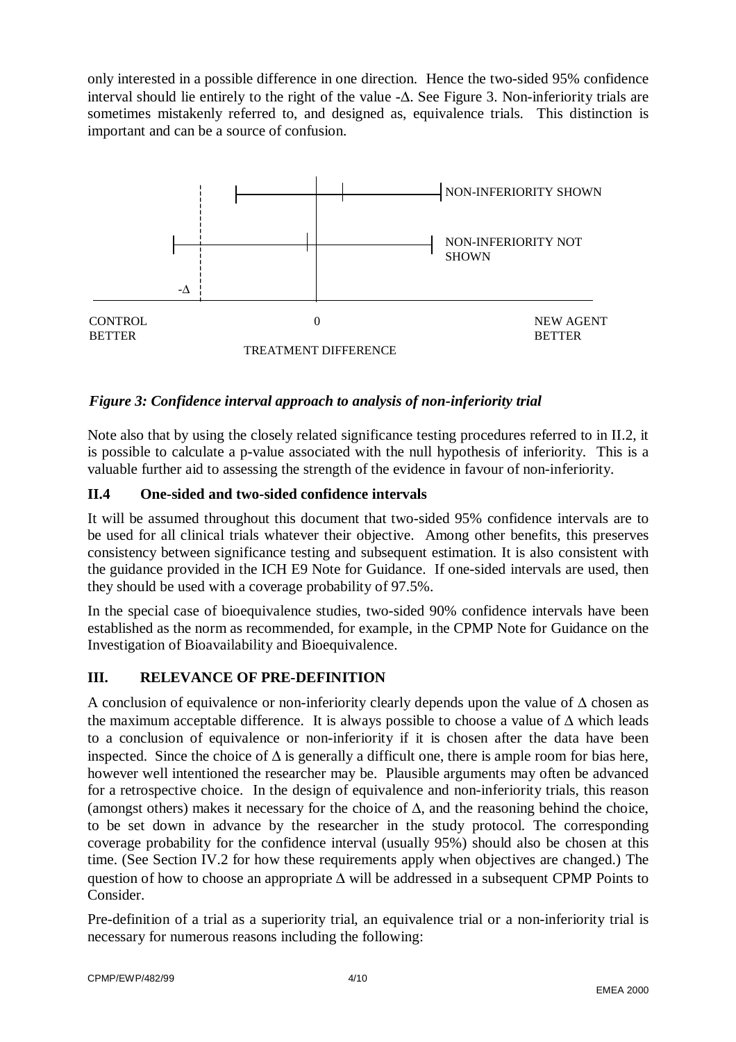only interested in a possible difference in one direction. Hence the two-sided 95% confidence interval should lie entirely to the right of the value $-\Delta$. See Figure 3. Non-inferiority trials are sometimes mistakenly referred to, and designed as, equivalence trials. This distinction is important and can be a source of confusion.

NON-INFERIORITY SHOWN

NON-INFERIORITY NOT SHOWN

$-\Delta$

CONTROL BETTER

0

NEW AGENT BETTER

TREATMENT DIFFERENCE

***Figure 3: Confidence interval approach to analysis of non-inferiority trial***

Note also that by using the closely related significance testing procedures referred to in II.2, it is possible to calculate a p-value associated with the null hypothesis of inferiority. This is a valuable further aid to assessing the strength of the evidence in favour of non-inferiority.

### II.4 One-sided and two-sided confidence intervals

It will be assumed throughout this document that two-sided 95% confidence intervals are to be used for all clinical trials whatever their objective. Among other benefits, this preserves consistency between significance testing and subsequent estimation. It is also consistent with the guidance provided in the ICH E9 Note for Guidance. If one-sided intervals are used, then they should be used with a coverage probability of 97.5%.

In the special case of bioequivalence studies, two-sided 90% confidence intervals have been established as the norm as recommended, for example, in the CPMP Note for Guidance on the Investigation of Bioavailability and Bioequivalence.

## III. RELEVANCE OF PRE-DEFINITION

A conclusion of equivalence or non-inferiority clearly depends upon the value of $\Delta$ chosen as the maximum acceptable difference. It is always possible to choose a value of $\Delta$ which leads to a conclusion of equivalence or non-inferiority if it is chosen after the data have been inspected. Since the choice of $\Delta$ is generally a difficult one, there is ample room for bias here, however well intentioned the researcher may be. Plausible arguments may often be advanced for a retrospective choice. In the design of equivalence and non-inferiority trials, this reason (amongst others) makes it necessary for the choice of $\Delta$, and the reasoning behind the choice, to be set down in advance by the researcher in the study protocol. The corresponding coverage probability for the confidence interval (usually 95%) should also be chosen at this time. (See Section IV.2 for how these requirements apply when objectives are changed.) The question of how to choose an appropriate $\Delta$ will be addressed in a subsequent CPMP Points to Consider.

Pre-definition of a trial as a superiority trial, an equivalence trial or a non-inferiority trial is necessary for numerous reasons including the following: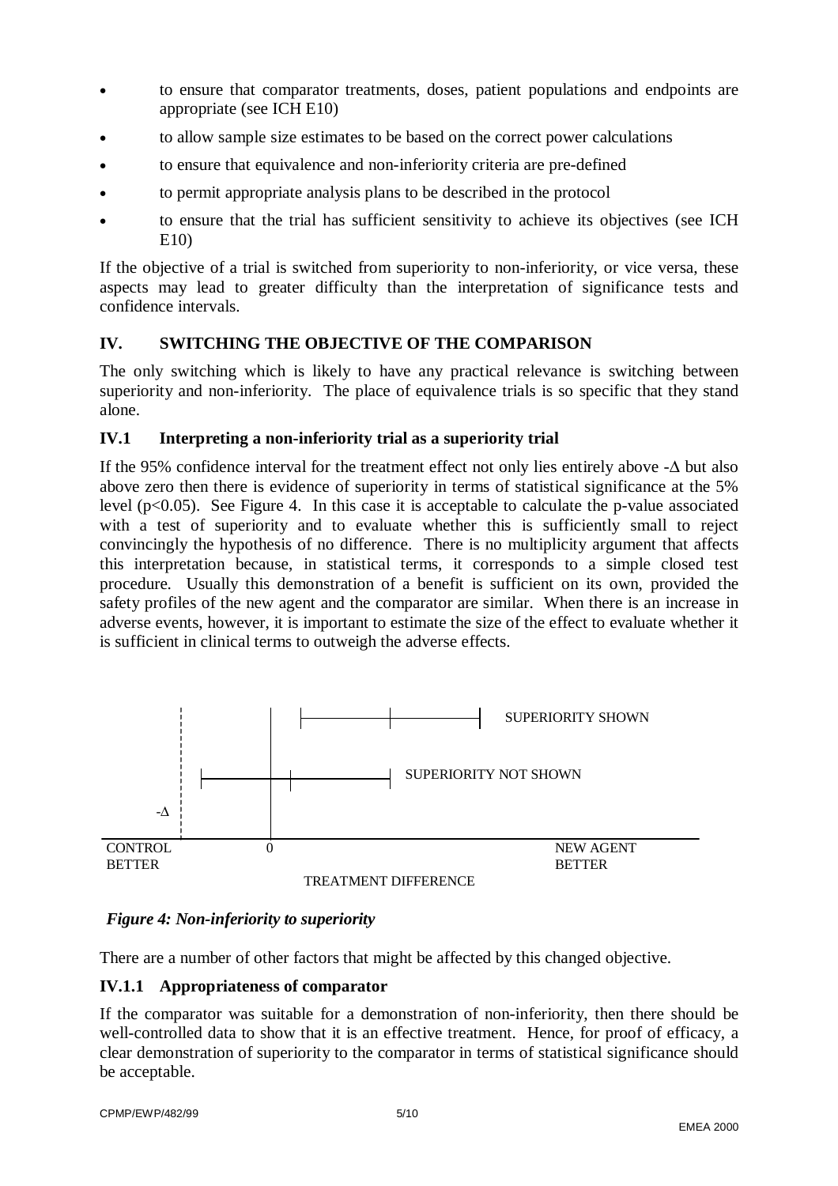- to ensure that comparator treatments, doses, patient populations and endpoints are appropriate (see ICH E10)
- to allow sample size estimates to be based on the correct power calculations
- to ensure that equivalence and non-inferiority criteria are pre-defined
- to permit appropriate analysis plans to be described in the protocol
- to ensure that the trial has sufficient sensitivity to achieve its objectives (see ICH E10)

If the objective of a trial is switched from superiority to non-inferiority, or vice versa, these aspects may lead to greater difficulty than the interpretation of significance tests and confidence intervals.

## IV. SWITCHING THE OBJECTIVE OF THE COMPARISON

The only switching which is likely to have any practical relevance is switching between superiority and non-inferiority. The place of equivalence trials is so specific that they stand alone.

### IV.1 Interpreting a non-inferiority trial as a superiority trial

If the 95% confidence interval for the treatment effect not only lies entirely above $-\Delta$ but also above zero then there is evidence of superiority in terms of statistical significance at the 5% level ($p<0.05$). See Figure 4. In this case it is acceptable to calculate the p-value associated with a test of superiority and to evaluate whether this is sufficiently small to reject convincingly the hypothesis of no difference. There is no multiplicity argument that affects this interpretation because, in statistical terms, it corresponds to a simple closed test procedure. Usually this demonstration of a benefit is sufficient on its own, provided the safety profiles of the new agent and the comparator are similar. When there is an increase in adverse events, however, it is important to estimate the size of the effect to evaluate whether it is sufficient in clinical terms to outweigh the adverse effects.

SUPERIORITY SHOWN

SUPERIORITY NOT SHOWN

$-\Delta$

CONTROL BETTER — 0 — NEW AGENT BETTER

TREATMENT DIFFERENCE

***Figure 4: Non-inferiority to superiority***

There are a number of other factors that might be affected by this changed objective.

#### IV.1.1 Appropriateness of comparator

If the comparator was suitable for a demonstration of non-inferiority, then there should be well-controlled data to show that it is an effective treatment. Hence, for proof of efficacy, a clear demonstration of superiority to the comparator in terms of statistical significance should be acceptable.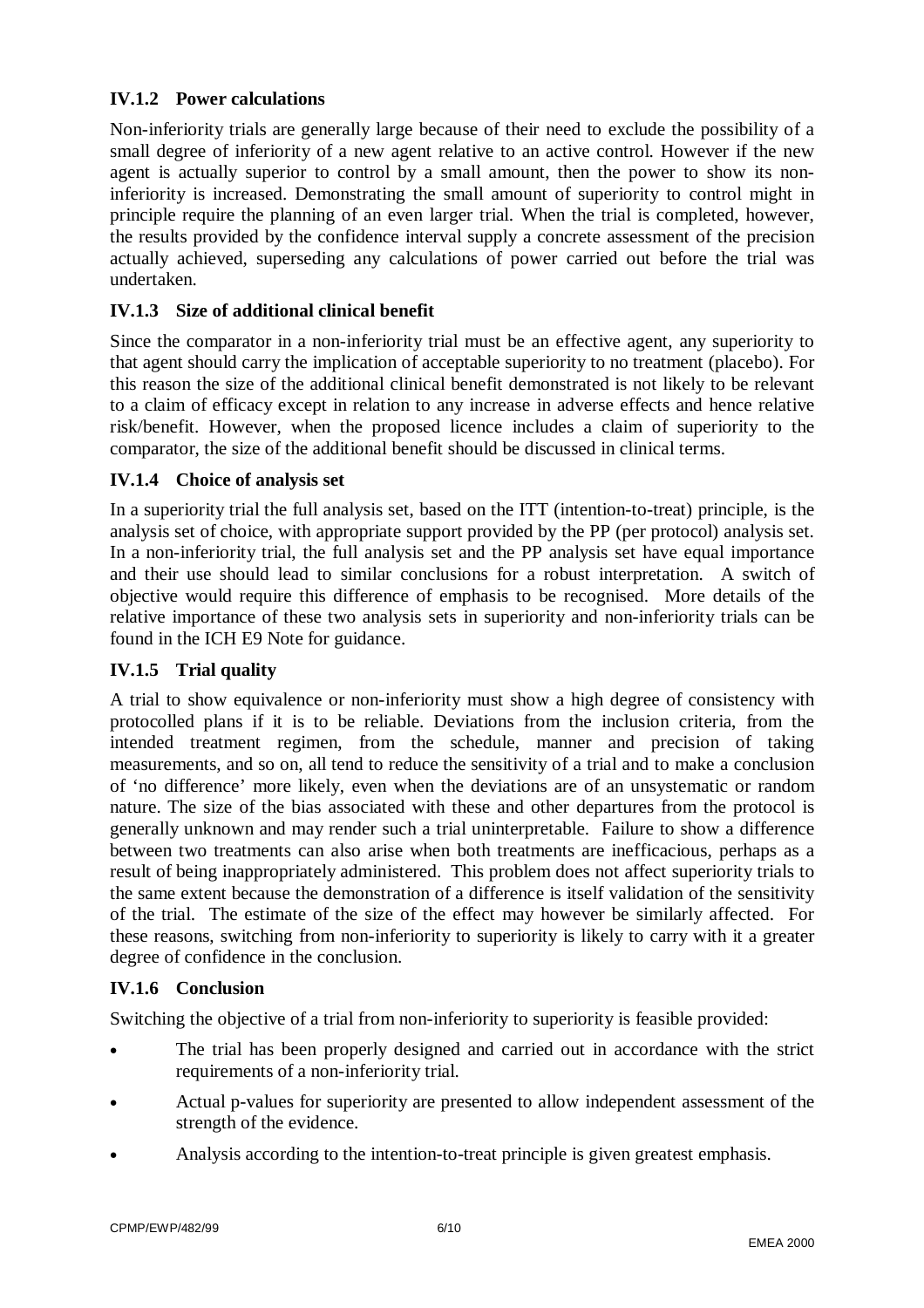### IV.1.2 Power calculations

Non-inferiority trials are generally large because of their need to exclude the possibility of a small degree of inferiority of a new agent relative to an active control. However if the new agent is actually superior to control by a small amount, then the power to show its non-inferiority is increased. Demonstrating the small amount of superiority to control might in principle require the planning of an even larger trial. When the trial is completed, however, the results provided by the confidence interval supply a concrete assessment of the precision actually achieved, superseding any calculations of power carried out before the trial was undertaken.

### IV.1.3 Size of additional clinical benefit

Since the comparator in a non-inferiority trial must be an effective agent, any superiority to that agent should carry the implication of acceptable superiority to no treatment (placebo). For this reason the size of the additional clinical benefit demonstrated is not likely to be relevant to a claim of efficacy except in relation to any increase in adverse effects and hence relative risk/benefit. However, when the proposed licence includes a claim of superiority to the comparator, the size of the additional benefit should be discussed in clinical terms.

### IV.1.4 Choice of analysis set

In a superiority trial the full analysis set, based on the ITT (intention-to-treat) principle, is the analysis set of choice, with appropriate support provided by the PP (per protocol) analysis set. In a non-inferiority trial, the full analysis set and the PP analysis set have equal importance and their use should lead to similar conclusions for a robust interpretation. A switch of objective would require this difference of emphasis to be recognised. More details of the relative importance of these two analysis sets in superiority and non-inferiority trials can be found in the ICH E9 Note for guidance.

### IV.1.5 Trial quality

A trial to show equivalence or non-inferiority must show a high degree of consistency with protocolled plans if it is to be reliable. Deviations from the inclusion criteria, from the intended treatment regimen, from the schedule, manner and precision of taking measurements, and so on, all tend to reduce the sensitivity of a trial and to make a conclusion of 'no difference' more likely, even when the deviations are of an unsystematic or random nature. The size of the bias associated with these and other departures from the protocol is generally unknown and may render such a trial uninterpretable. Failure to show a difference between two treatments can also arise when both treatments are inefficacious, perhaps as a result of being inappropriately administered. This problem does not affect superiority trials to the same extent because the demonstration of a difference is itself validation of the sensitivity of the trial. The estimate of the size of the effect may however be similarly affected. For these reasons, switching from non-inferiority to superiority is likely to carry with it a greater degree of confidence in the conclusion.

### IV.1.6 Conclusion

Switching the objective of a trial from non-inferiority to superiority is feasible provided:

- The trial has been properly designed and carried out in accordance with the strict requirements of a non-inferiority trial.
- Actual p-values for superiority are presented to allow independent assessment of the strength of the evidence.
- Analysis according to the intention-to-treat principle is given greatest emphasis.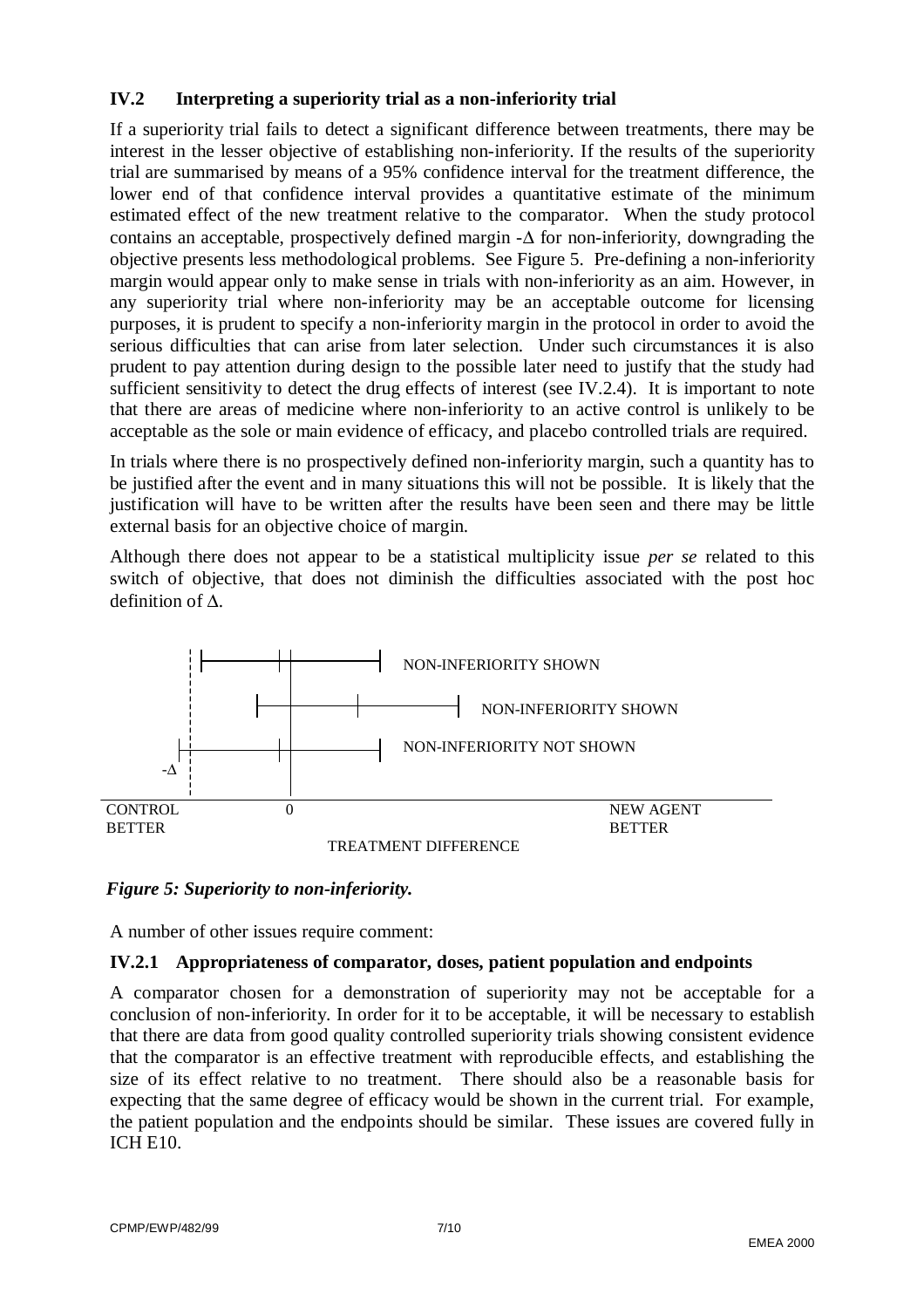### IV.2 Interpreting a superiority trial as a non-inferiority trial

If a superiority trial fails to detect a significant difference between treatments, there may be interest in the lesser objective of establishing non-inferiority. If the results of the superiority trial are summarised by means of a 95% confidence interval for the treatment difference, the lower end of that confidence interval provides a quantitative estimate of the minimum estimated effect of the new treatment relative to the comparator. When the study protocol contains an acceptable, prospectively defined margin $-\Delta$ for non-inferiority, downgrading the objective presents less methodological problems. See Figure 5. Pre-defining a non-inferiority margin would appear only to make sense in trials with non-inferiority as an aim. However, in any superiority trial where non-inferiority may be an acceptable outcome for licensing purposes, it is prudent to specify a non-inferiority margin in the protocol in order to avoid the serious difficulties that can arise from later selection. Under such circumstances it is also prudent to pay attention during design to the possible later need to justify that the study had sufficient sensitivity to detect the drug effects of interest (see IV.2.4). It is important to note that there are areas of medicine where non-inferiority to an active control is unlikely to be acceptable as the sole or main evidence of efficacy, and placebo controlled trials are required.

In trials where there is no prospectively defined non-inferiority margin, such a quantity has to be justified after the event and in many situations this will not be possible. It is likely that the justification will have to be written after the results have been seen and there may be little external basis for an objective choice of margin.

Although there does not appear to be a statistical multiplicity issue *per se* related to this switch of objective, that does not diminish the difficulties associated with the post hoc definition of $\Delta$.

NON-INFERIORITY SHOWN

NON-INFERIORITY SHOWN

NON-INFERIORITY NOT SHOWN

$-\Delta$

CONTROL BETTER — 0 — NEW AGENT BETTER

TREATMENT DIFFERENCE

***Figure 5: Superiority to non-inferiority.***

A number of other issues require comment:

#### IV.2.1 Appropriateness of comparator, doses, patient population and endpoints

A comparator chosen for a demonstration of superiority may not be acceptable for a conclusion of non-inferiority. In order for it to be acceptable, it will be necessary to establish that there are data from good quality controlled superiority trials showing consistent evidence that the comparator is an effective treatment with reproducible effects, and establishing the size of its effect relative to no treatment. There should also be a reasonable basis for expecting that the same degree of efficacy would be shown in the current trial. For example, the patient population and the endpoints should be similar. These issues are covered fully in ICH E10.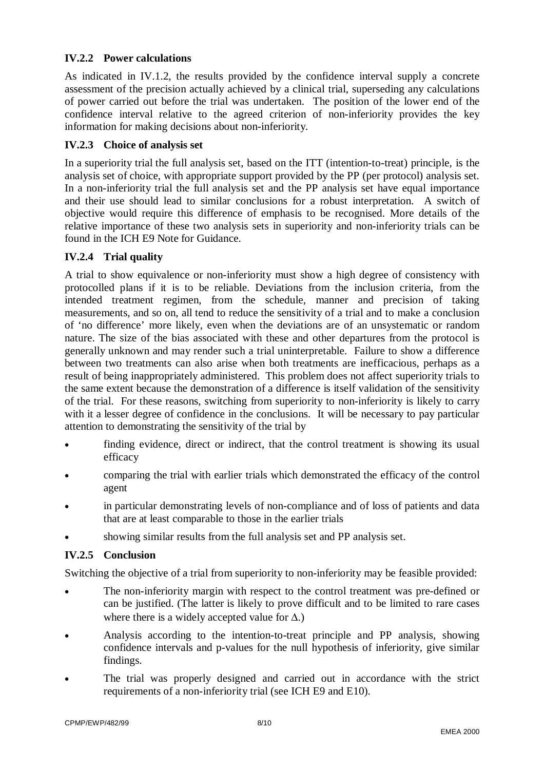### IV.2.2 Power calculations

As indicated in IV.1.2, the results provided by the confidence interval supply a concrete assessment of the precision actually achieved by a clinical trial, superseding any calculations of power carried out before the trial was undertaken. The position of the lower end of the confidence interval relative to the agreed criterion of non-inferiority provides the key information for making decisions about non-inferiority.

### IV.2.3 Choice of analysis set

In a superiority trial the full analysis set, based on the ITT (intention-to-treat) principle, is the analysis set of choice, with appropriate support provided by the PP (per protocol) analysis set. In a non-inferiority trial the full analysis set and the PP analysis set have equal importance and their use should lead to similar conclusions for a robust interpretation. A switch of objective would require this difference of emphasis to be recognised. More details of the relative importance of these two analysis sets in superiority and non-inferiority trials can be found in the ICH E9 Note for Guidance.

### IV.2.4 Trial quality

A trial to show equivalence or non-inferiority must show a high degree of consistency with protocolled plans if it is to be reliable. Deviations from the inclusion criteria, from the intended treatment regimen, from the schedule, manner and precision of taking measurements, and so on, all tend to reduce the sensitivity of a trial and to make a conclusion of 'no difference' more likely, even when the deviations are of an unsystematic or random nature. The size of the bias associated with these and other departures from the protocol is generally unknown and may render such a trial uninterpretable. Failure to show a difference between two treatments can also arise when both treatments are inefficacious, perhaps as a result of being inappropriately administered. This problem does not affect superiority trials to the same extent because the demonstration of a difference is itself validation of the sensitivity of the trial. For these reasons, switching from superiority to non-inferiority is likely to carry with it a lesser degree of confidence in the conclusions. It will be necessary to pay particular attention to demonstrating the sensitivity of the trial by

- finding evidence, direct or indirect, that the control treatment is showing its usual efficacy
- comparing the trial with earlier trials which demonstrated the efficacy of the control agent
- in particular demonstrating levels of non-compliance and of loss of patients and data that are at least comparable to those in the earlier trials
- showing similar results from the full analysis set and PP analysis set.

### IV.2.5 Conclusion

Switching the objective of a trial from superiority to non-inferiority may be feasible provided:

- The non-inferiority margin with respect to the control treatment was pre-defined or can be justified. (The latter is likely to prove difficult and to be limited to rare cases where there is a widely accepted value for $\Delta$.)
- Analysis according to the intention-to-treat principle and PP analysis, showing confidence intervals and p-values for the null hypothesis of inferiority, give similar findings.
- The trial was properly designed and carried out in accordance with the strict requirements of a non-inferiority trial (see ICH E9 and E10).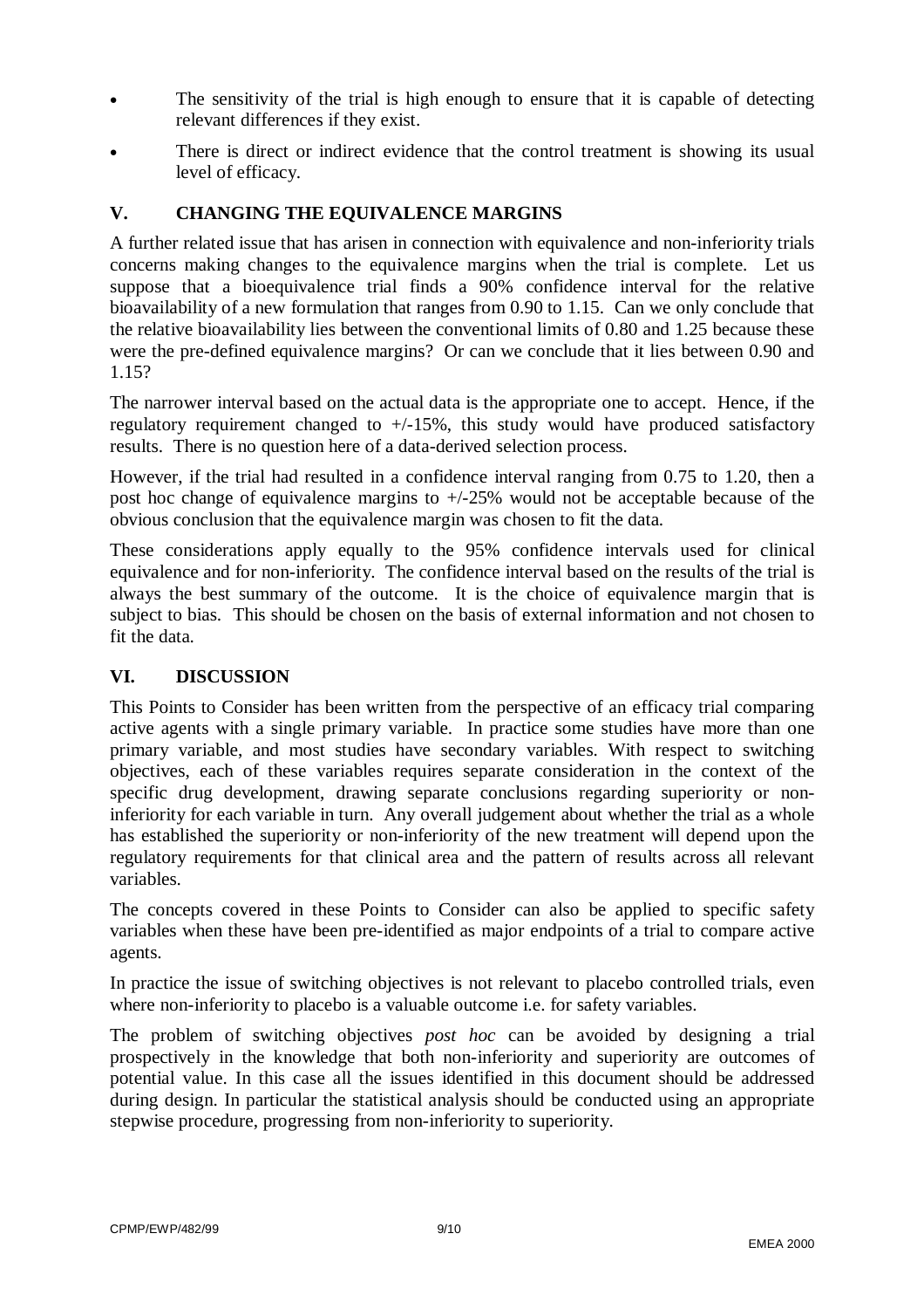- The sensitivity of the trial is high enough to ensure that it is capable of detecting relevant differences if they exist.
- There is direct or indirect evidence that the control treatment is showing its usual level of efficacy.

## V. CHANGING THE EQUIVALENCE MARGINS

A further related issue that has arisen in connection with equivalence and non-inferiority trials concerns making changes to the equivalence margins when the trial is complete. Let us suppose that a bioequivalence trial finds a 90% confidence interval for the relative bioavailability of a new formulation that ranges from 0.90 to 1.15. Can we only conclude that the relative bioavailability lies between the conventional limits of 0.80 and 1.25 because these were the pre-defined equivalence margins? Or can we conclude that it lies between 0.90 and 1.15?

The narrower interval based on the actual data is the appropriate one to accept. Hence, if the regulatory requirement changed to +/-15%, this study would have produced satisfactory results. There is no question here of a data-derived selection process.

However, if the trial had resulted in a confidence interval ranging from 0.75 to 1.20, then a post hoc change of equivalence margins to +/-25% would not be acceptable because of the obvious conclusion that the equivalence margin was chosen to fit the data.

These considerations apply equally to the 95% confidence intervals used for clinical equivalence and for non-inferiority. The confidence interval based on the results of the trial is always the best summary of the outcome. It is the choice of equivalence margin that is subject to bias. This should be chosen on the basis of external information and not chosen to fit the data.

## VI. DISCUSSION

This Points to Consider has been written from the perspective of an efficacy trial comparing active agents with a single primary variable. In practice some studies have more than one primary variable, and most studies have secondary variables. With respect to switching objectives, each of these variables requires separate consideration in the context of the specific drug development, drawing separate conclusions regarding superiority or non-inferiority for each variable in turn. Any overall judgement about whether the trial as a whole has established the superiority or non-inferiority of the new treatment will depend upon the regulatory requirements for that clinical area and the pattern of results across all relevant variables.

The concepts covered in these Points to Consider can also be applied to specific safety variables when these have been pre-identified as major endpoints of a trial to compare active agents.

In practice the issue of switching objectives is not relevant to placebo controlled trials, even where non-inferiority to placebo is a valuable outcome i.e. for safety variables.

The problem of switching objectives *post hoc* can be avoided by designing a trial prospectively in the knowledge that both non-inferiority and superiority are outcomes of potential value. In this case all the issues identified in this document should be addressed during design. In particular the statistical analysis should be conducted using an appropriate stepwise procedure, progressing from non-inferiority to superiority.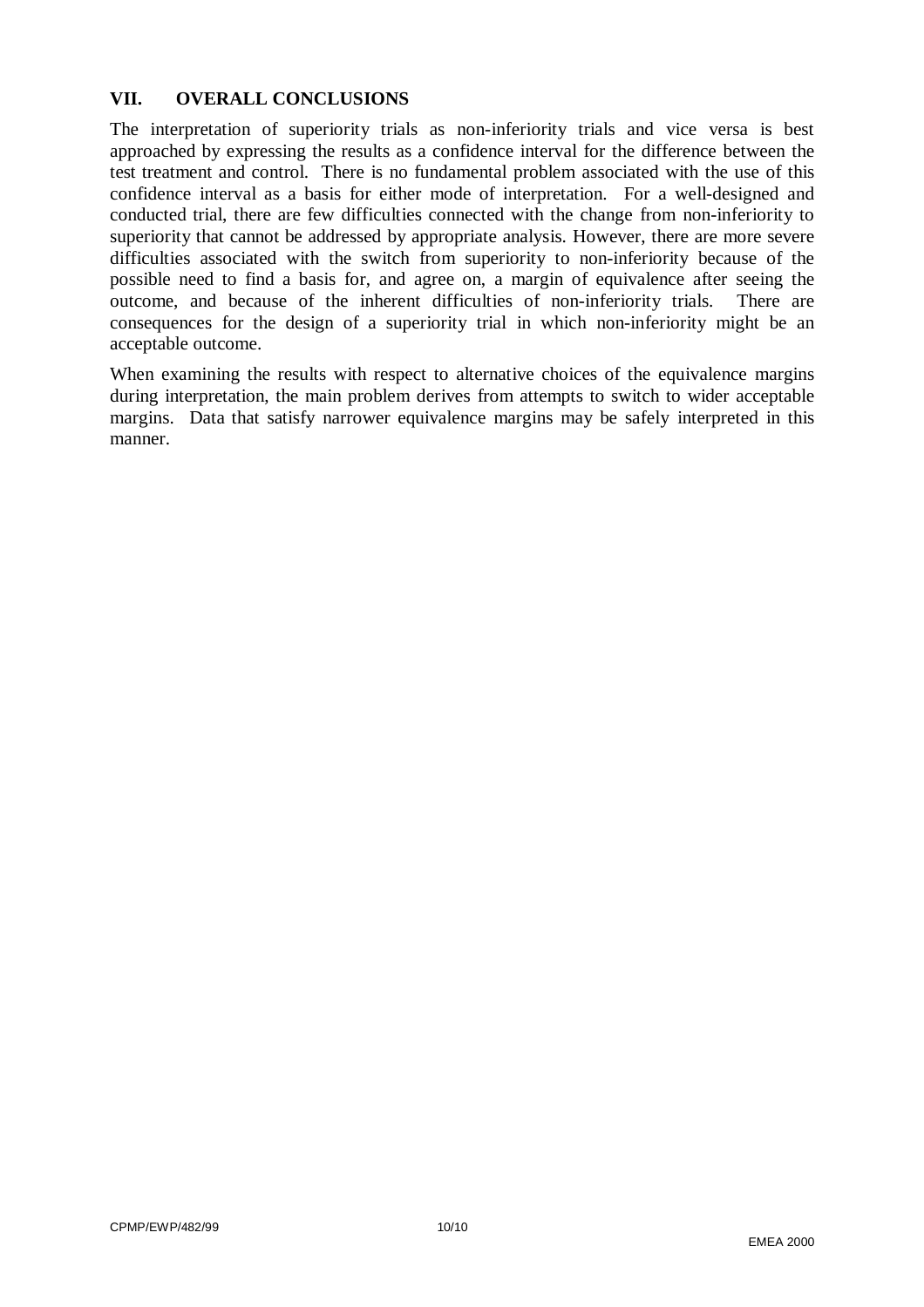## VII. OVERALL CONCLUSIONS

The interpretation of superiority trials as non-inferiority trials and vice versa is best approached by expressing the results as a confidence interval for the difference between the test treatment and control. There is no fundamental problem associated with the use of this confidence interval as a basis for either mode of interpretation. For a well-designed and conducted trial, there are few difficulties connected with the change from non-inferiority to superiority that cannot be addressed by appropriate analysis. However, there are more severe difficulties associated with the switch from superiority to non-inferiority because of the possible need to find a basis for, and agree on, a margin of equivalence after seeing the outcome, and because of the inherent difficulties of non-inferiority trials. There are consequences for the design of a superiority trial in which non-inferiority might be an acceptable outcome.

When examining the results with respect to alternative choices of the equivalence margins during interpretation, the main problem derives from attempts to switch to wider acceptable margins. Data that satisfy narrower equivalence margins may be safely interpreted in this manner.